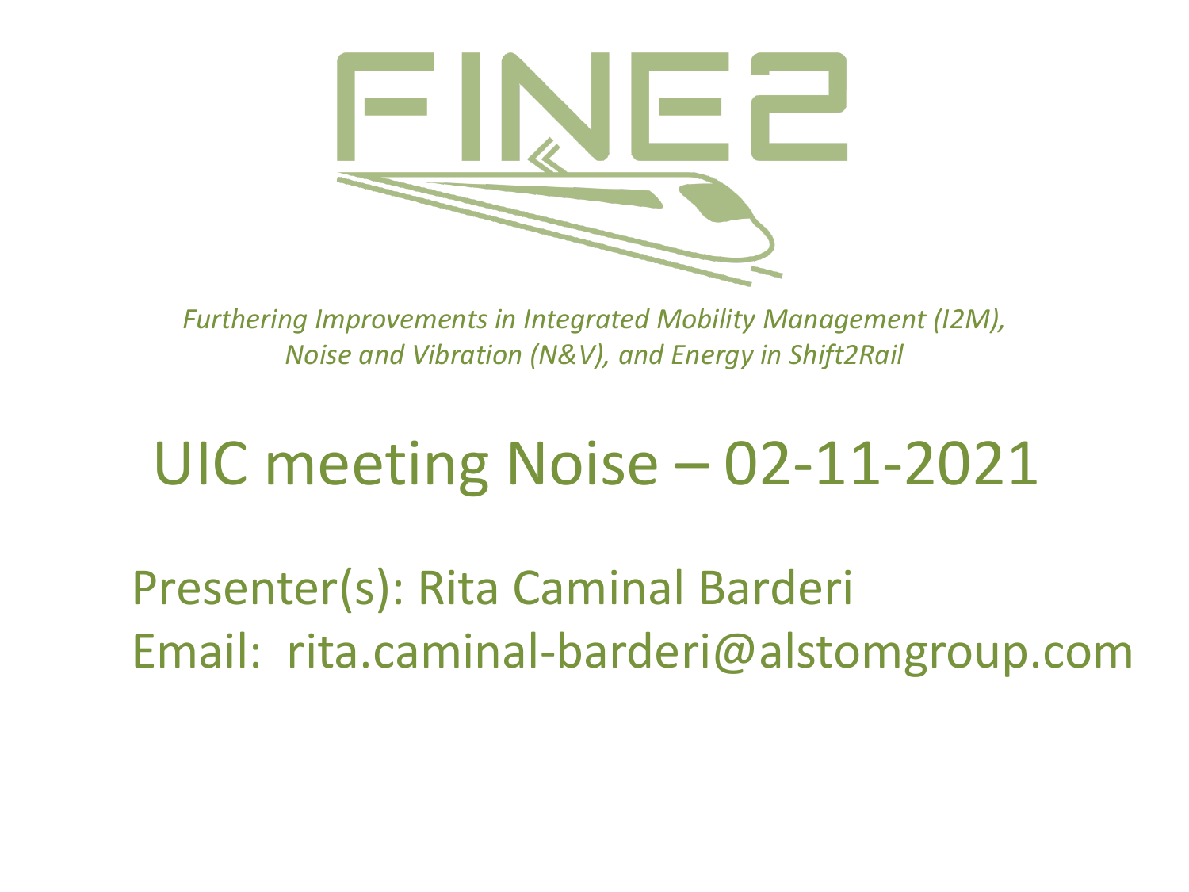# FINE2

*Furthering Improvements in Integrated Mobility Management (I2M), Noise and Vibration (N&V), and Energy in Shift2Rail*

## UIC meeting Noise – 02-11-2021

Presenter(s): Rita Caminal Barderi
Email: rita.caminal-barderi@alstomgroup.com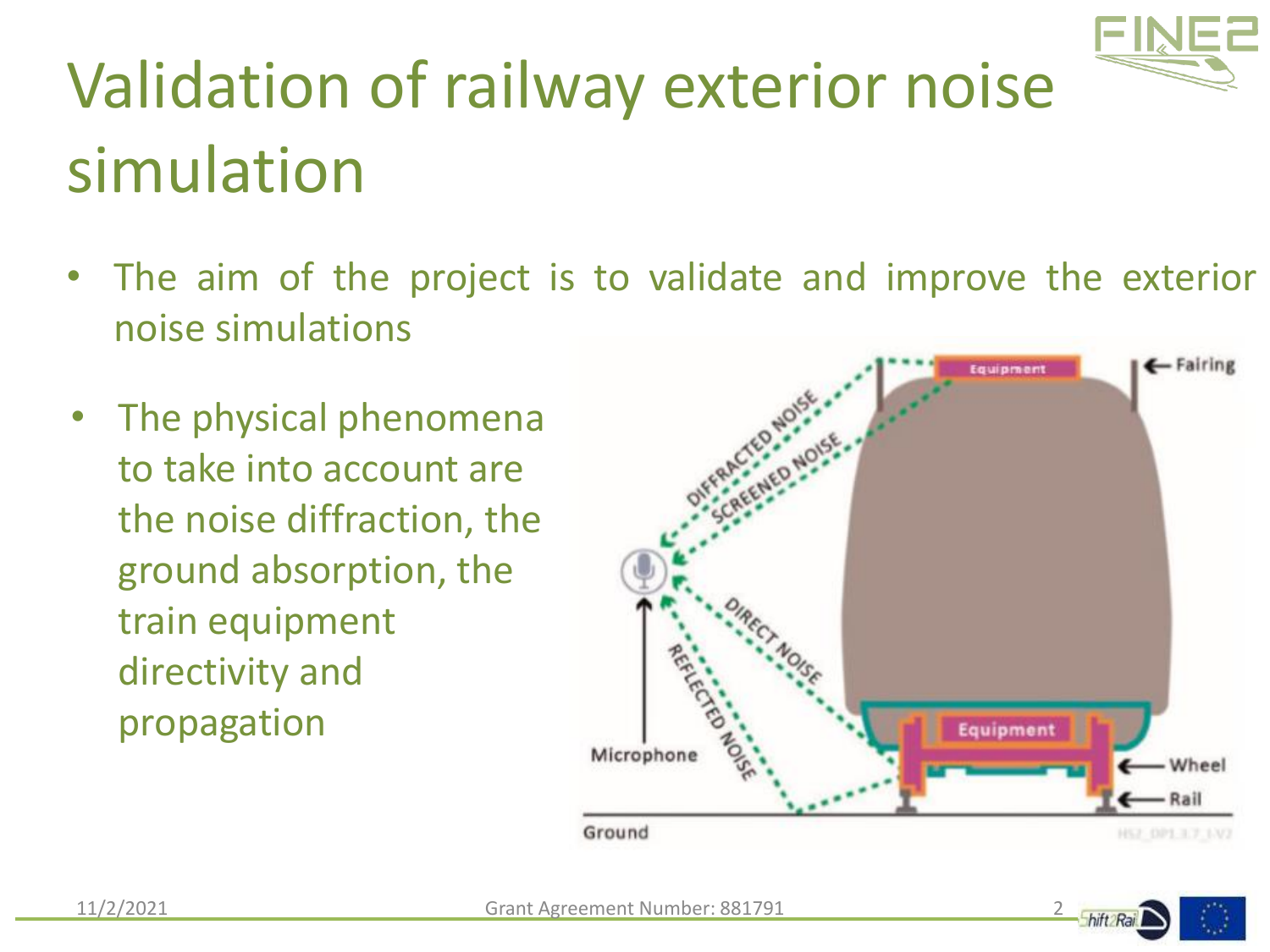# Validation of railway exterior noise simulation

- The aim of the project is to validate and improve the exterior noise simulations
- The physical phenomena to take into account are the noise diffraction, the ground absorption, the train equipment directivity and propagation

Equipment
Fairing
DIFFRACTED NOISE
SCREENED NOISE
DIRECT NOISE
REFLECTED NOISE
Microphone
Equipment
Wheel
Rail
Ground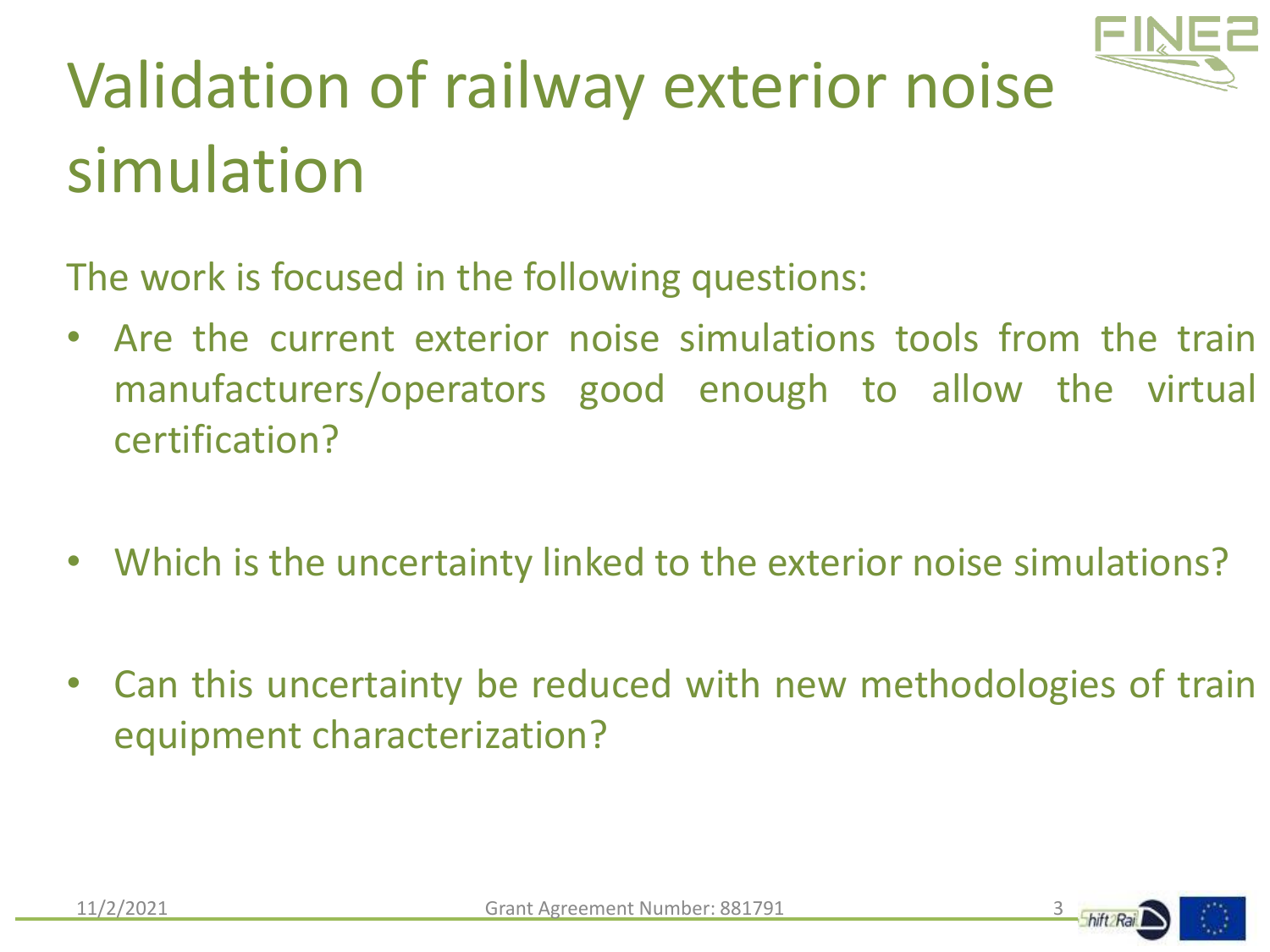# Validation of railway exterior noise simulation

The work is focused in the following questions:

- Are the current exterior noise simulations tools from the train manufacturers/operators good enough to allow the virtual certification?
- Which is the uncertainty linked to the exterior noise simulations?
- Can this uncertainty be reduced with new methodologies of train equipment characterization?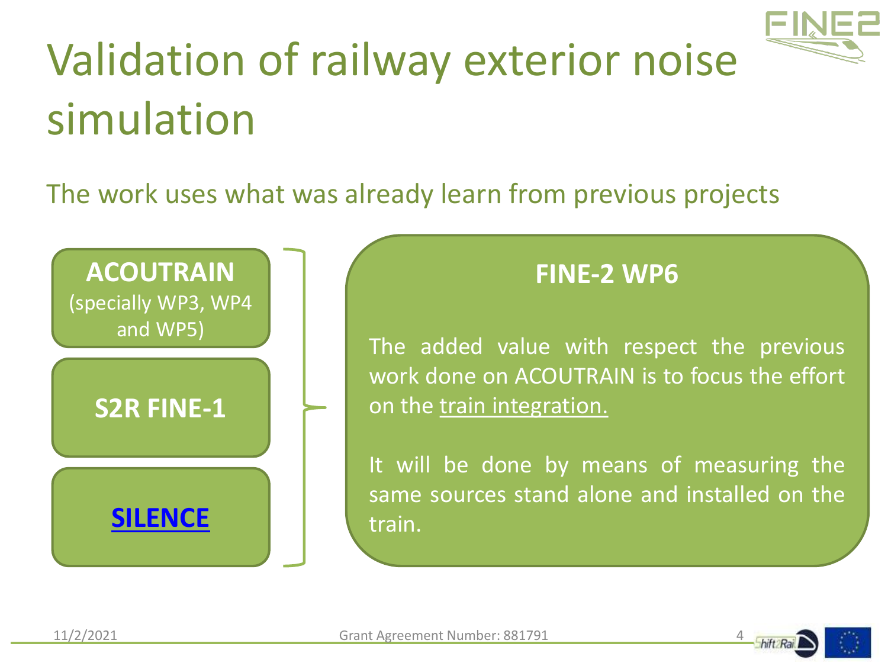# Validation of railway exterior noise simulation

The work uses what was already learn from previous projects

**ACOUTRAIN**
(specially WP3, WP4 and WP5)

**S2R FINE-1**

**SILENCE**

**FINE-2 WP6**

The added value with respect the previous work done on ACOUTRAIN is to focus the effort on the train integration.

It will be done by means of measuring the same sources stand alone and installed on the train.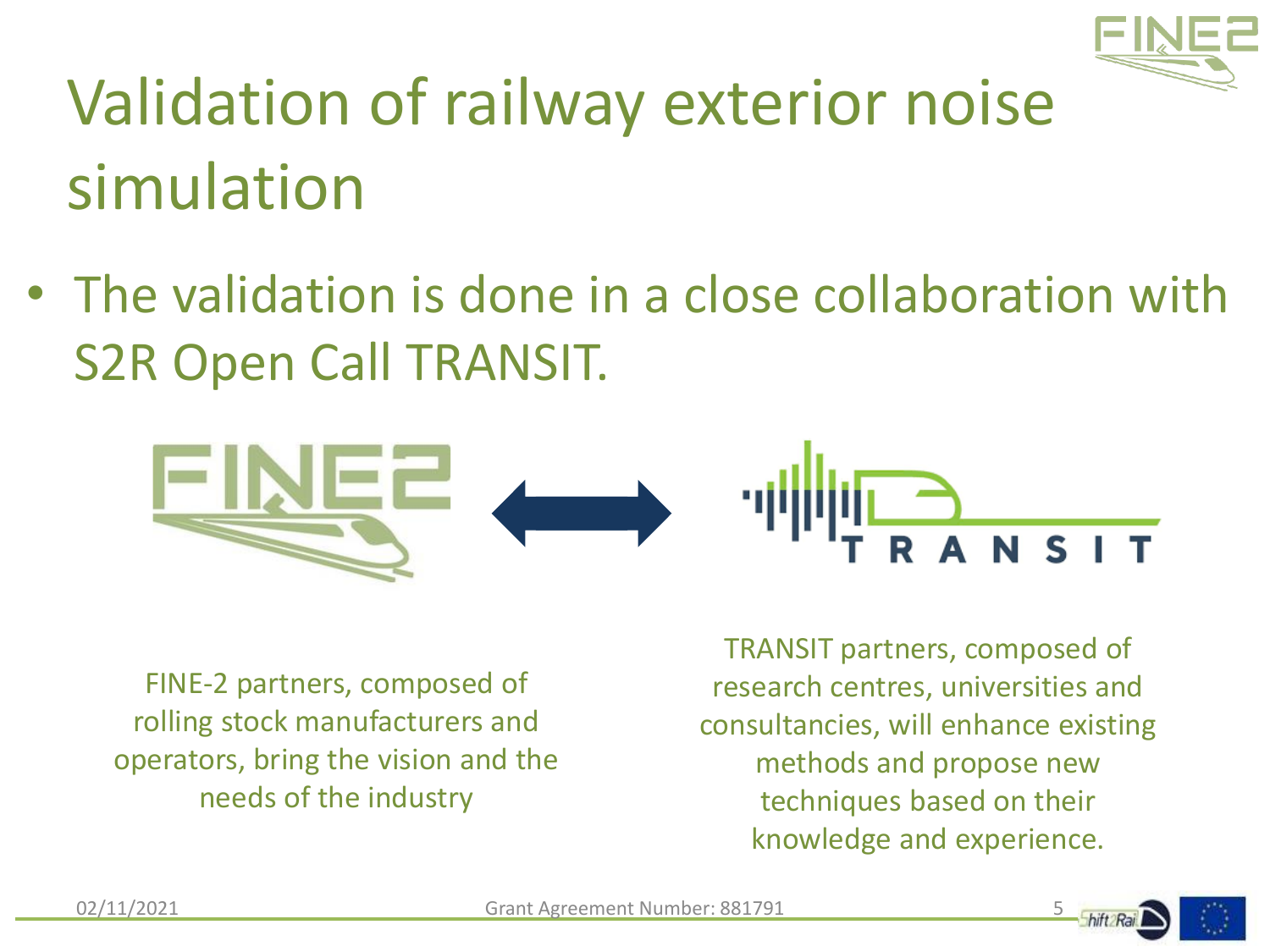# Validation of railway exterior noise simulation

- The validation is done in a close collaboration with S2R Open Call TRANSIT.

FINE-2 partners, composed of rolling stock manufacturers and operators, bring the vision and the needs of the industry

TRANSIT partners, composed of research centres, universities and consultancies, will enhance existing methods and propose new techniques based on their knowledge and experience.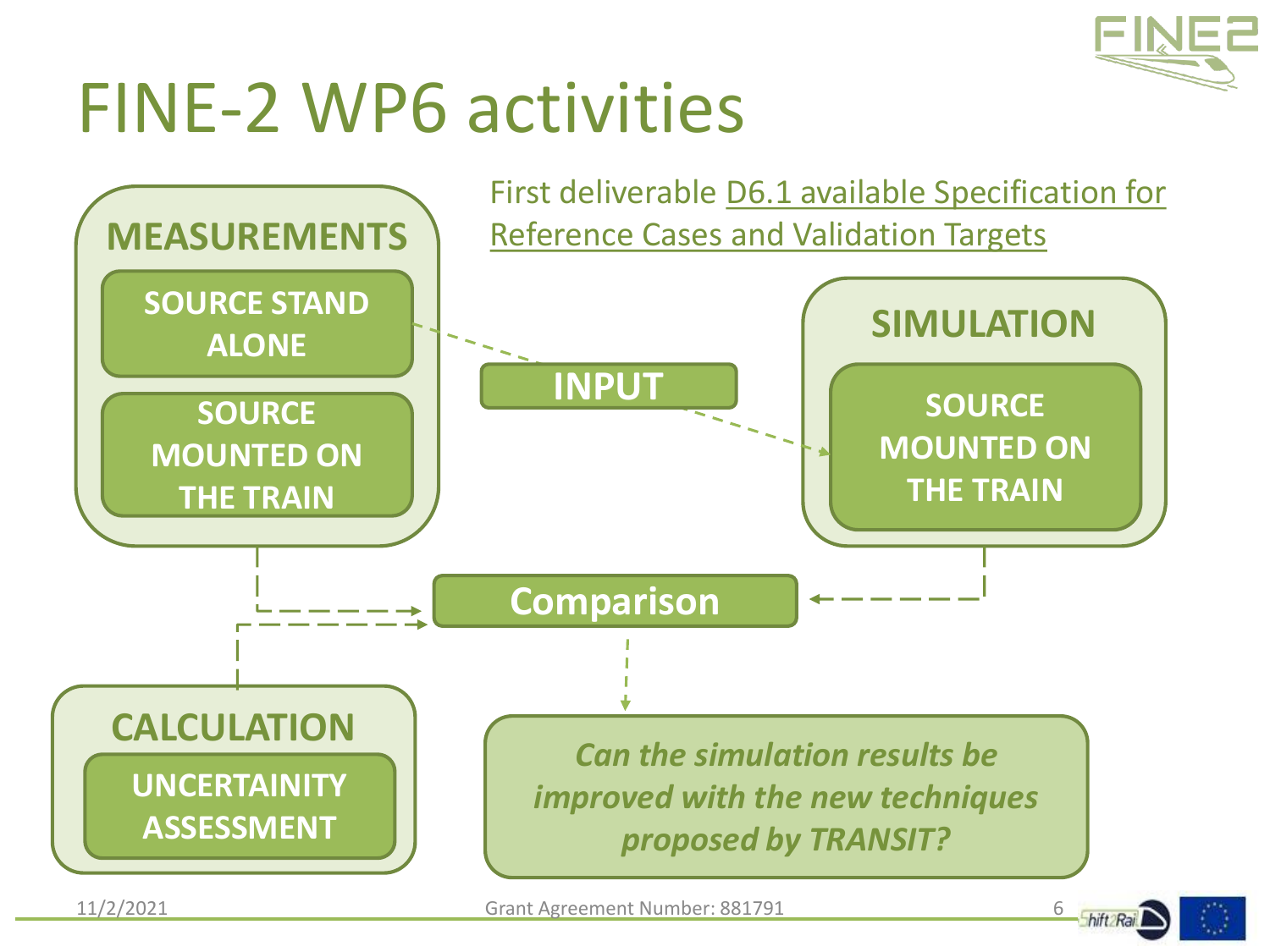# FINE-2 WP6 activities

First deliverable D6.1 available Specification for Reference Cases and Validation Targets

**MEASUREMENTS**

- **SOURCE STAND ALONE**
- **SOURCE MOUNTED ON THE TRAIN**

**INPUT**

**SIMULATION**

- **SOURCE MOUNTED ON THE TRAIN**

**Comparison**

**CALCULATION**

- **UNCERTAINITY ASSESSMENT**

***Can the simulation results be improved with the new techniques proposed by TRANSIT?***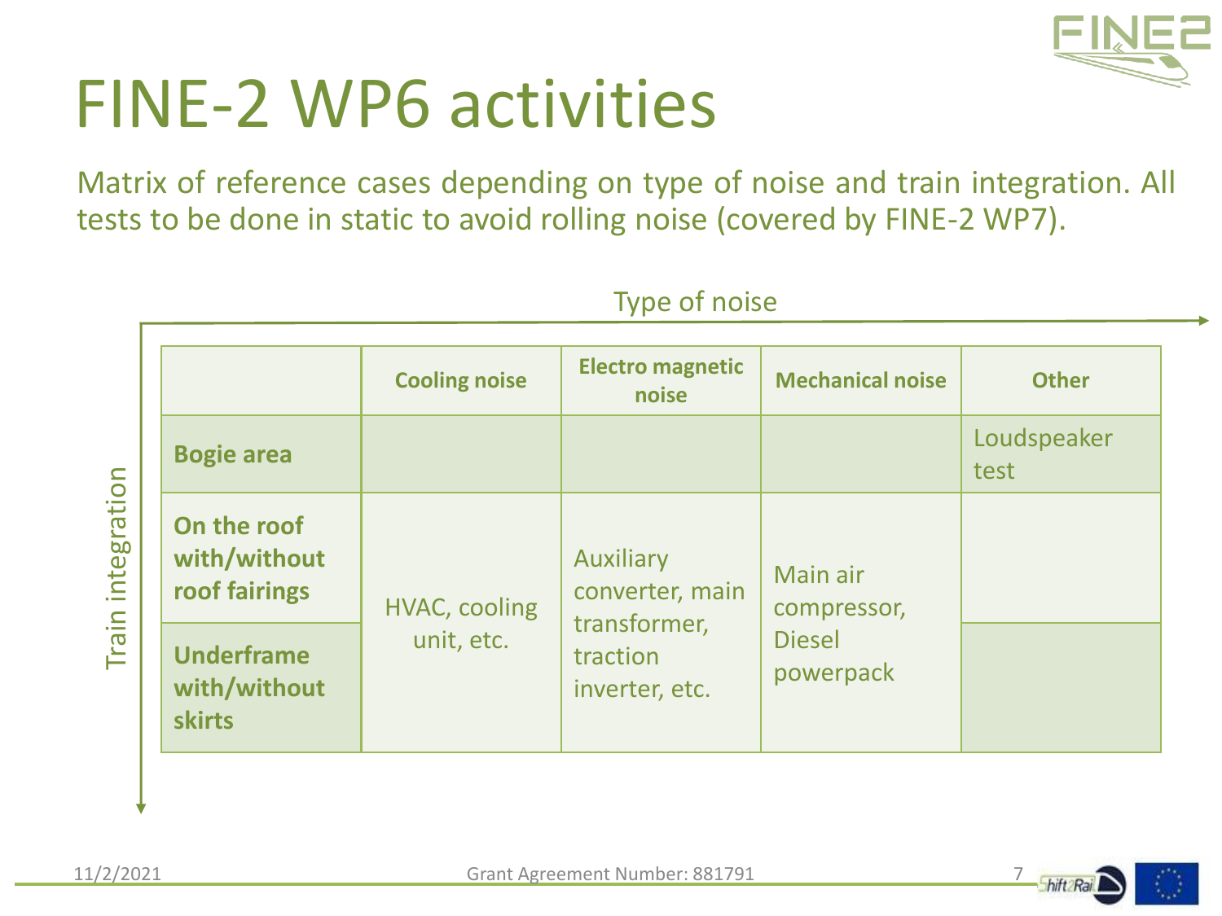# FINE-2 WP6 activities

Matrix of reference cases depending on type of noise and train integration. All tests to be done in static to avoid rolling noise (covered by FINE-2 WP7).

Type of noise →

Train integration ↓

| | Cooling noise | Electro magnetic noise | Mechanical noise | Other |
|---|---|---|---|---|
| **Bogie area** | | | | Loudspeaker test |
| **On the roof with/without roof fairings** | HVAC, cooling unit, etc. | Auxiliary converter, main transformer, traction inverter, etc. | Main air compressor, Diesel powerpack | |
| **Underframe with/without skirts** | | | | |

11/2/2021 Grant Agreement Number: 881791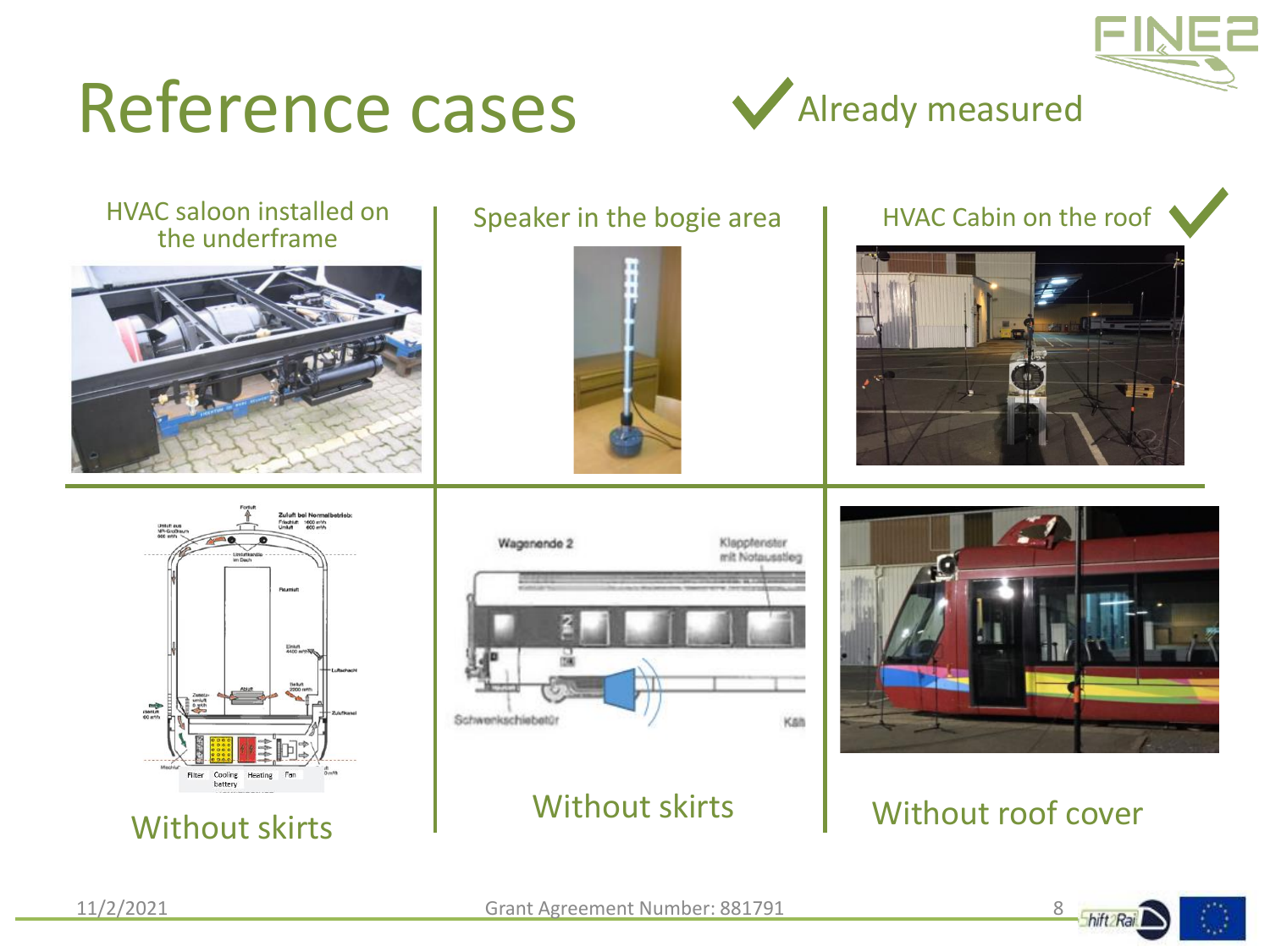# Reference cases

✔ Already measured

HVAC saloon installed on the underframe

Speaker in the bogie area

HVAC Cabin on the roof ✔

Without skirts

Without skirts

Without roof cover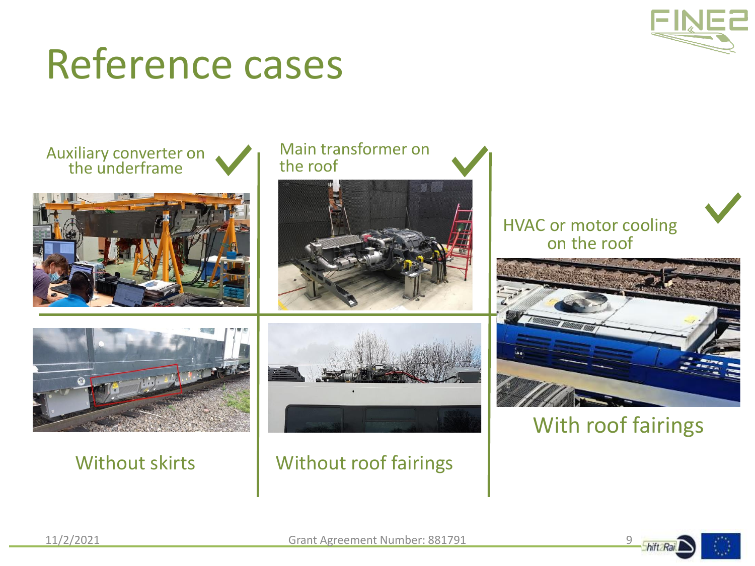# Reference cases

Auxiliary converter on the underframe ✓

Without skirts

Main transformer on the roof ✓

Without roof fairings

HVAC or motor cooling on the roof ✓

With roof fairings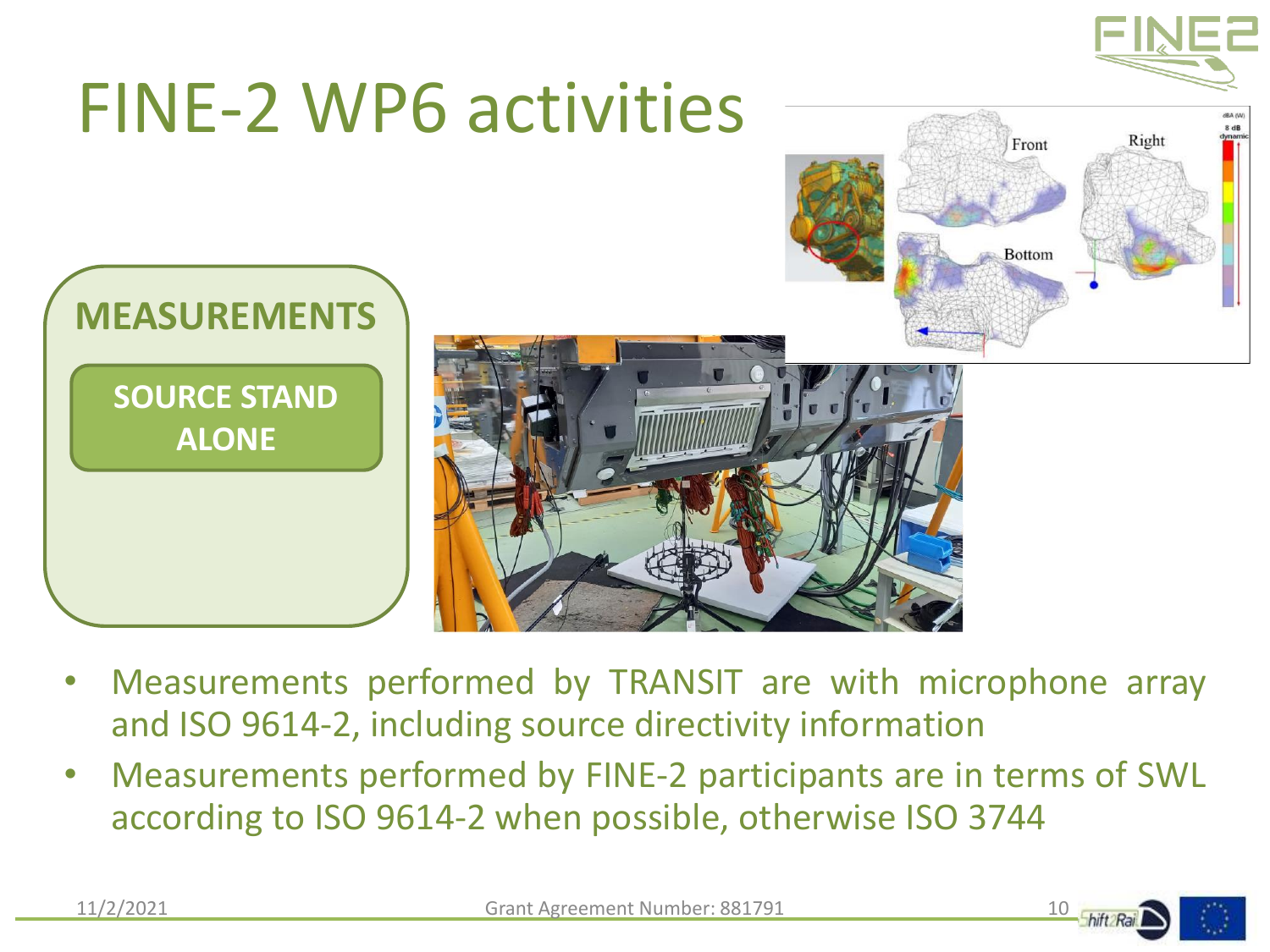# FINE-2 WP6 activities

**MEASUREMENTS**

**SOURCE STAND ALONE**

- Measurements performed by TRANSIT are with microphone array and ISO 9614-2, including source directivity information
- Measurements performed by FINE-2 participants are in terms of SWL according to ISO 9614-2 when possible, otherwise ISO 3744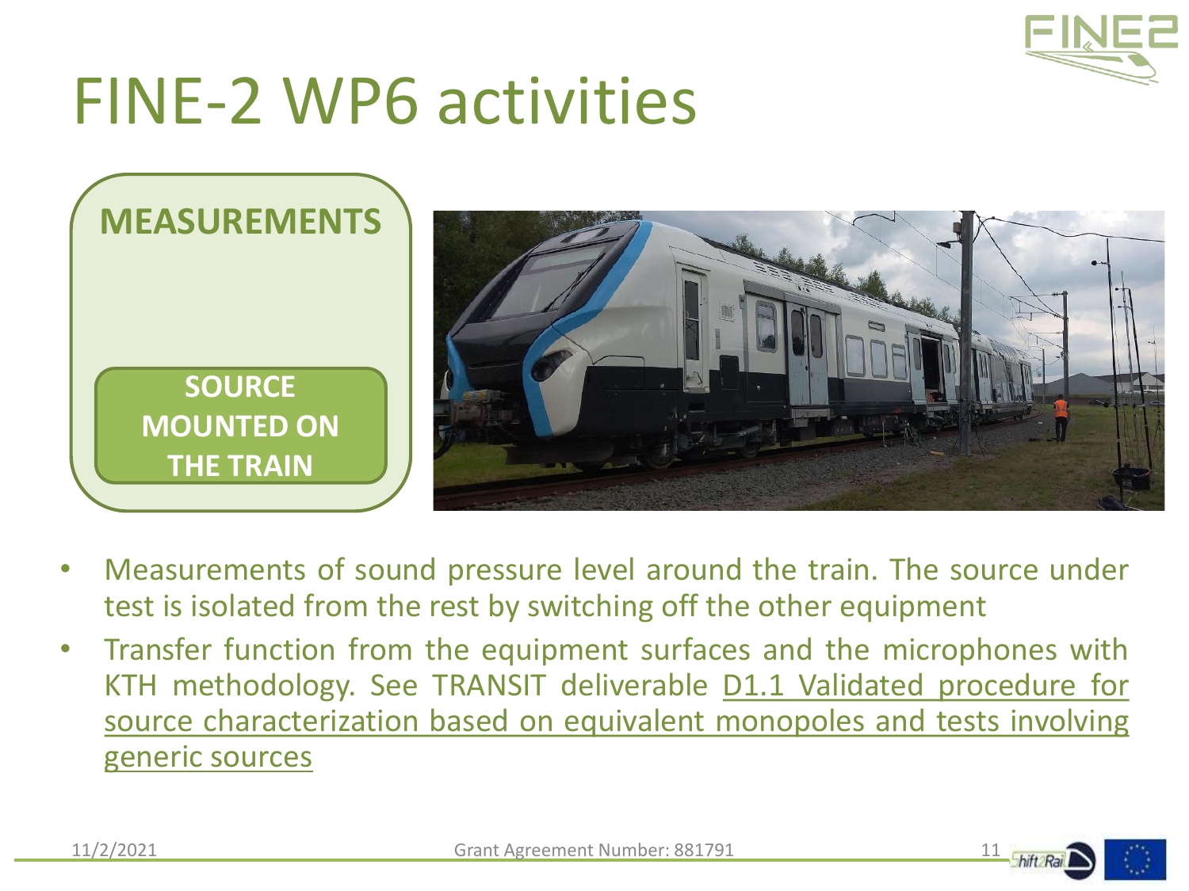# FINE-2 WP6 activities

**MEASUREMENTS**

**SOURCE MOUNTED ON THE TRAIN**

- Measurements of sound pressure level around the train. The source under test is isolated from the rest by switching off the other equipment
- Transfer function from the equipment surfaces and the microphones with KTH methodology. See TRANSIT deliverable D1.1 Validated procedure for source characterization based on equivalent monopoles and tests involving generic sources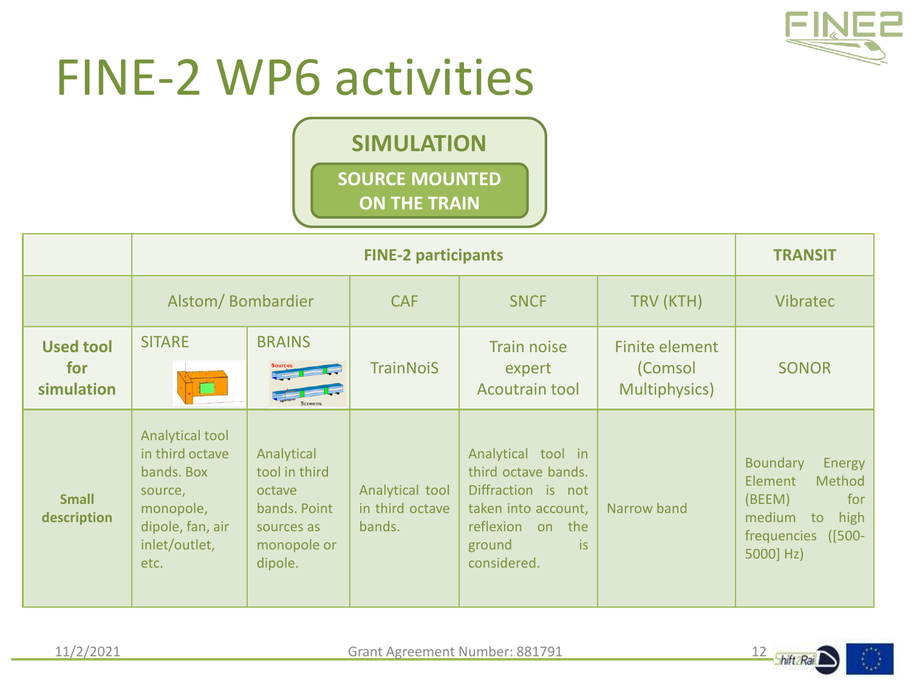# FINE-2 WP6 activities

**SIMULATION**

**SOURCE MOUNTED ON THE TRAIN**

| | FINE-2 participants | | | | | TRANSIT |
|---|---|---|---|---|---|---|
| | Alstom/ Bombardier | | CAF | SNCF | TRV (KTH) | Vibratec |
| **Used tool for simulation** | SITARE | BRAINS | TrainNoiS | Train noise expert Acoutrain tool | Finite element (Comsol Multiphysics) | SONOR |
| **Small description** | Analytical tool in third octave bands. Box source, monopole, dipole, fan, air inlet/outlet, etc. | Analytical tool in third octave bands. Point sources as monopole or dipole. | Analytical tool in third octave bands. | Analytical tool in third octave bands. Diffraction is not taken into account, reflexion on the ground is considered. | Narrow band | Boundary Energy Element Method (BEEM) for medium to high frequencies ([500-5000] Hz) |

11/2/2021 Grant Agreement Number: 881791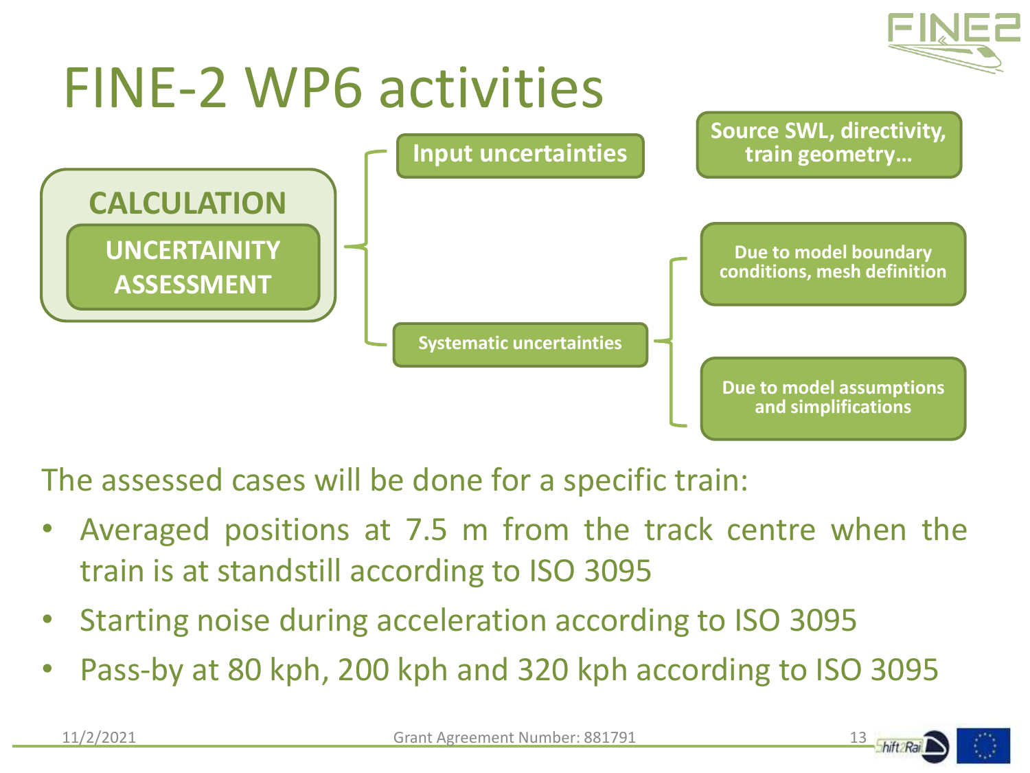# FINE-2 WP6 activities

**CALCULATION**

**UNCERTAINITY ASSESSMENT**

- **Input uncertainties**
  - **Source SWL, directivity, train geometry…**
- **Systematic uncertainties**
  - **Due to model boundary conditions, mesh definition**
  - **Due to model assumptions and simplifications**

The assessed cases will be done for a specific train:

- Averaged positions at 7.5 m from the track centre when the train is at standstill according to ISO 3095
- Starting noise during acceleration according to ISO 3095
- Pass-by at 80 kph, 200 kph and 320 kph according to ISO 3095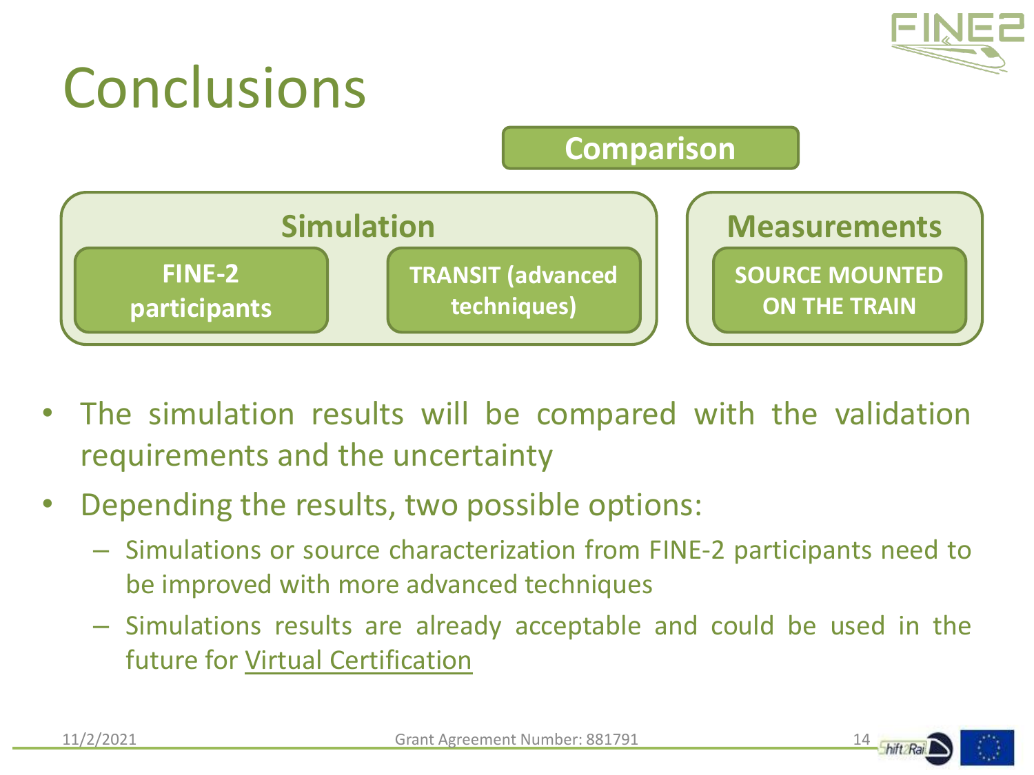# Conclusions

Comparison

Simulation

FINE-2 participants

TRANSIT (advanced techniques)

Measurements

SOURCE MOUNTED ON THE TRAIN

- The simulation results will be compared with the validation requirements and the uncertainty
- Depending the results, two possible options:
  - Simulations or source characterization from FINE-2 participants need to be improved with more advanced techniques
  - Simulations results are already acceptable and could be used in the future for Virtual Certification

11/2/2021 Grant Agreement Number: 881791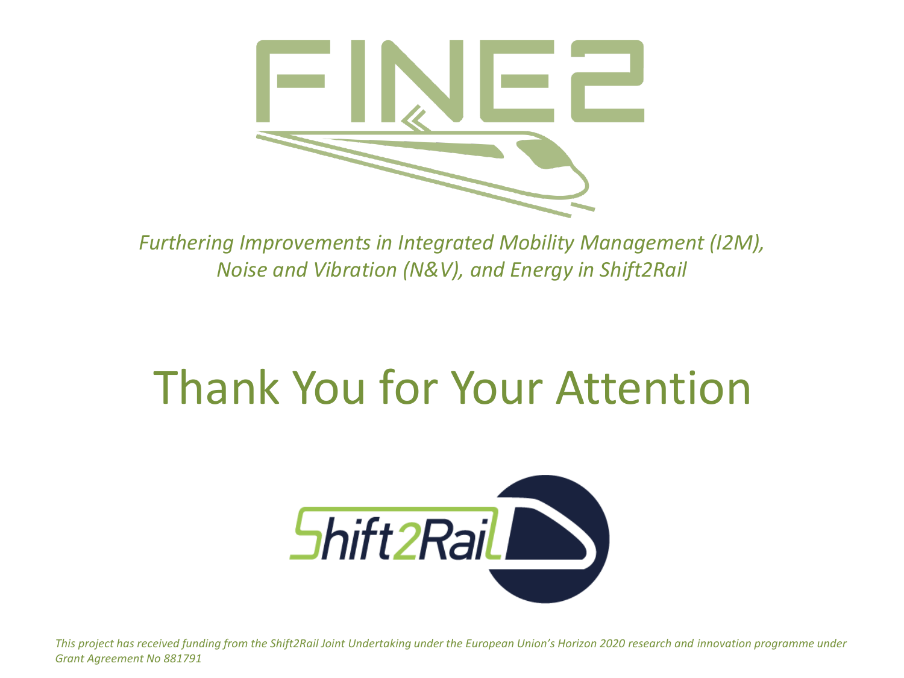*Furthering Improvements in Integrated Mobility Management (I2M), Noise and Vibration (N&V), and Energy in Shift2Rail*

# Thank You for Your Attention

*This project has received funding from the Shift2Rail Joint Undertaking under the European Union's Horizon 2020 research and innovation programme under Grant Agreement No 881791*